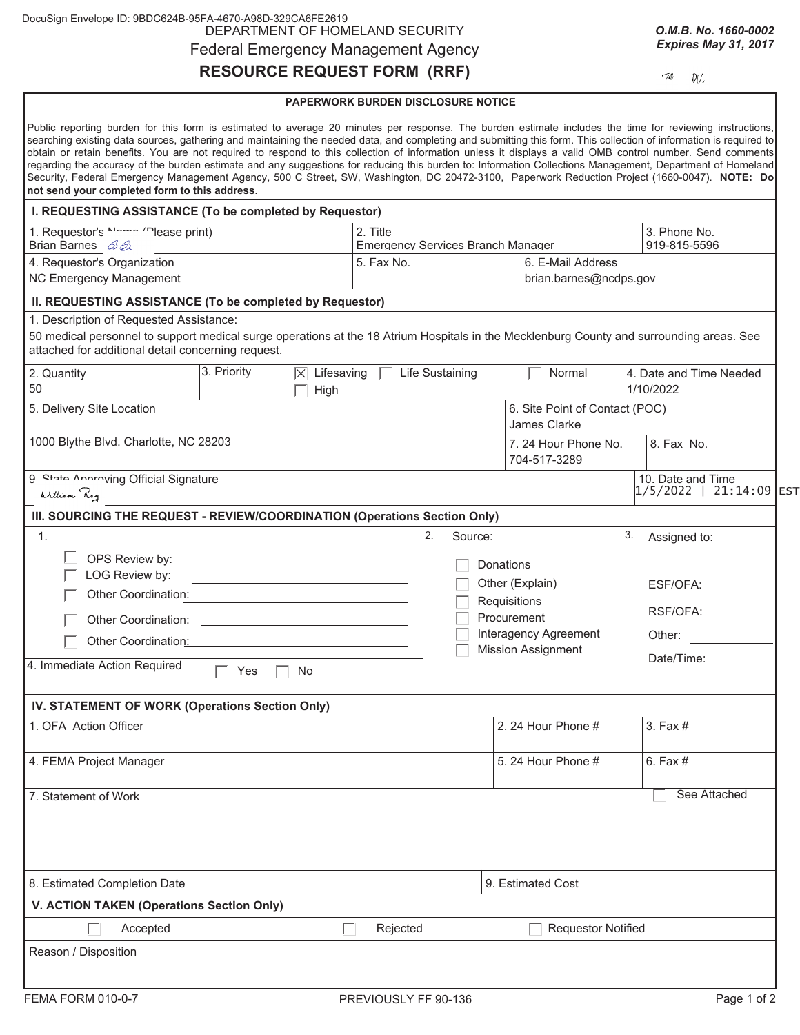DocuSign Envelope ID: 9BDC624B-95FA-4670-A98D-329CA6FE2619

DEPARTMENT OF HOMELAND SECURITY
Federal Emergency Management Agency

# RESOURCE REQUEST FORM (RRF)

***O.M.B. No. 1660-0002***
***Expires May 31, 2017***

**PAPERWORK BURDEN DISCLOSURE NOTICE**

Public reporting burden for this form is estimated to average 20 minutes per response. The burden estimate includes the time for reviewing instructions, searching existing data sources, gathering and maintaining the needed data, and completing and submitting this form. This collection of information is required to obtain or retain benefits. You are not required to respond to this collection of information unless it displays a valid OMB control number. Send comments regarding the accuracy of the burden estimate and any suggestions for reducing this burden to: Information Collections Management, Department of Homeland Security, Federal Emergency Management Agency, 500 C Street, SW, Washington, DC 20472-3100, Paperwork Reduction Project (1660-0047). **NOTE: Do not send your completed form to this address**.

## I. REQUESTING ASSISTANCE (To be completed by Requestor)

| 1. Requestor's Name (Please print) | 2. Title | 3. Phone No. |
|---|---|---|
| Brian Barnes | Emergency Services Branch Manager | 919-815-5596 |

| 4. Requestor's Organization | 5. Fax No. | 6. E-Mail Address |
|---|---|---|
| NC Emergency Management | | brian.barnes@ncdps.gov |

## II. REQUESTING ASSISTANCE (To be completed by Requestor)

1. Description of Requested Assistance:

50 medical personnel to support medical surge operations at the 18 Atrium Hospitals in the Mecklenburg County and surrounding areas. See attached for additional detail concerning request.

| 2. Quantity | 3. Priority | 4. Date and Time Needed |
|---|---|---|
| 50 | ☒ Lifesaving ☐ Life Sustaining ☐ Normal ☐ High | 1/10/2022 |

| 5. Delivery Site Location | 6. Site Point of Contact (POC) | |
|---|---|---|
| 1000 Blythe Blvd. Charlotte, NC 28203 | James Clarke | |
| | 7. 24 Hour Phone No. | 8. Fax No. |
| | 704-517-3289 | |

| 9. State Approving Official Signature | 10. Date and Time |
|---|---|
| William Ray | 1/5/2022 \| 21:14:09 EST |

## III. SOURCING THE REQUEST - REVIEW/COORDINATION (Operations Section Only)

| 1. | 2. Source: | 3. Assigned to: |
|---|---|---|
| ☐ OPS Review by: | ☐ Donations | ESF/OFA: |
| ☐ LOG Review by: | ☐ Other (Explain) | RSF/OFA: |
| ☐ Other Coordination: | ☐ Requisitions | Other: |
| ☐ Other Coordination: | ☐ Procurement | Date/Time: |
| ☐ Other Coordination: | ☐ Interagency Agreement | |
| 4. Immediate Action Required ☐ Yes ☐ No | ☐ Mission Assignment | |

## IV. STATEMENT OF WORK (Operations Section Only)

| 1. OFA Action Officer | 2. 24 Hour Phone # | 3. Fax # |
|---|---|---|
| | | |

| 4. FEMA Project Manager | 5. 24 Hour Phone # | 6. Fax # |
|---|---|---|
| | | |

7. Statement of Work ☐ See Attached

| 8. Estimated Completion Date | 9. Estimated Cost |
|---|---|
| | |

## V. ACTION TAKEN (Operations Section Only)

☐ Accepted ☐ Rejected ☐ Requestor Notified

Reason / Disposition

FEMA FORM 010-0-7 PREVIOUSLY FF 90-136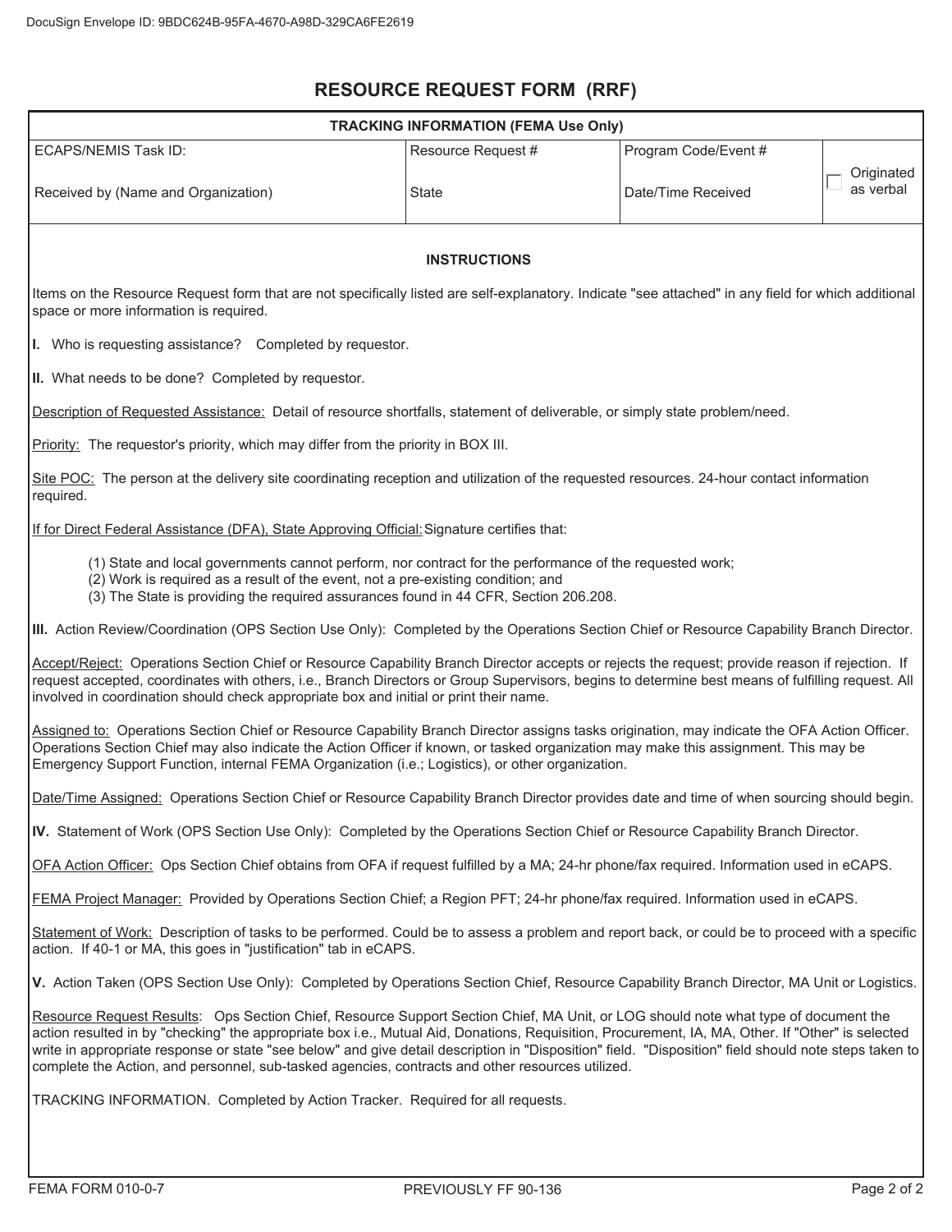DocuSign Envelope ID: 9BDC624B-95FA-4670-A98D-329CA6FE2619

# RESOURCE REQUEST FORM (RRF)

| TRACKING INFORMATION (FEMA Use Only) | | | |
|---|---|---|---|
| ECAPS/NEMIS Task ID: | Resource Request # | Program Code/Event # | ☐ Originated as verbal |
| Received by (Name and Organization) | State | Date/Time Received | |

## INSTRUCTIONS

Items on the Resource Request form that are not specifically listed are self-explanatory. Indicate "see attached" in any field for which additional space or more information is required.

**I.** Who is requesting assistance? Completed by requestor.

**II.** What needs to be done? Completed by requestor.

Description of Requested Assistance: Detail of resource shortfalls, statement of deliverable, or simply state problem/need.

Priority: The requestor's priority, which may differ from the priority in BOX III.

Site POC: The person at the delivery site coordinating reception and utilization of the requested resources. 24-hour contact information required.

If for Direct Federal Assistance (DFA), State Approving Official: Signature certifies that:

(1) State and local governments cannot perform, nor contract for the performance of the requested work;
(2) Work is required as a result of the event, not a pre-existing condition; and
(3) The State is providing the required assurances found in 44 CFR, Section 206.208.

**III.** Action Review/Coordination (OPS Section Use Only): Completed by the Operations Section Chief or Resource Capability Branch Director.

Accept/Reject: Operations Section Chief or Resource Capability Branch Director accepts or rejects the request; provide reason if rejection. If request accepted, coordinates with others, i.e., Branch Directors or Group Supervisors, begins to determine best means of fulfilling request. All involved in coordination should check appropriate box and initial or print their name.

Assigned to: Operations Section Chief or Resource Capability Branch Director assigns tasks origination, may indicate the OFA Action Officer. Operations Section Chief may also indicate the Action Officer if known, or tasked organization may make this assignment. This may be Emergency Support Function, internal FEMA Organization (i.e.; Logistics), or other organization.

Date/Time Assigned: Operations Section Chief or Resource Capability Branch Director provides date and time of when sourcing should begin.

**IV.** Statement of Work (OPS Section Use Only): Completed by the Operations Section Chief or Resource Capability Branch Director.

OFA Action Officer: Ops Section Chief obtains from OFA if request fulfilled by a MA; 24-hr phone/fax required. Information used in eCAPS.

FEMA Project Manager: Provided by Operations Section Chief; a Region PFT; 24-hr phone/fax required. Information used in eCAPS.

Statement of Work: Description of tasks to be performed. Could be to assess a problem and report back, or could be to proceed with a specific action. If 40-1 or MA, this goes in "justification" tab in eCAPS.

**V.** Action Taken (OPS Section Use Only): Completed by Operations Section Chief, Resource Capability Branch Director, MA Unit or Logistics.

Resource Request Results: Ops Section Chief, Resource Support Section Chief, MA Unit, or LOG should note what type of document the action resulted in by "checking" the appropriate box i.e., Mutual Aid, Donations, Requisition, Procurement, IA, MA, Other. If "Other" is selected write in appropriate response or state "see below" and give detail description in "Disposition" field. "Disposition" field should note steps taken to complete the Action, and personnel, sub-tasked agencies, contracts and other resources utilized.

TRACKING INFORMATION. Completed by Action Tracker. Required for all requests.

FEMA FORM 010-0-7 PREVIOUSLY FF 90-136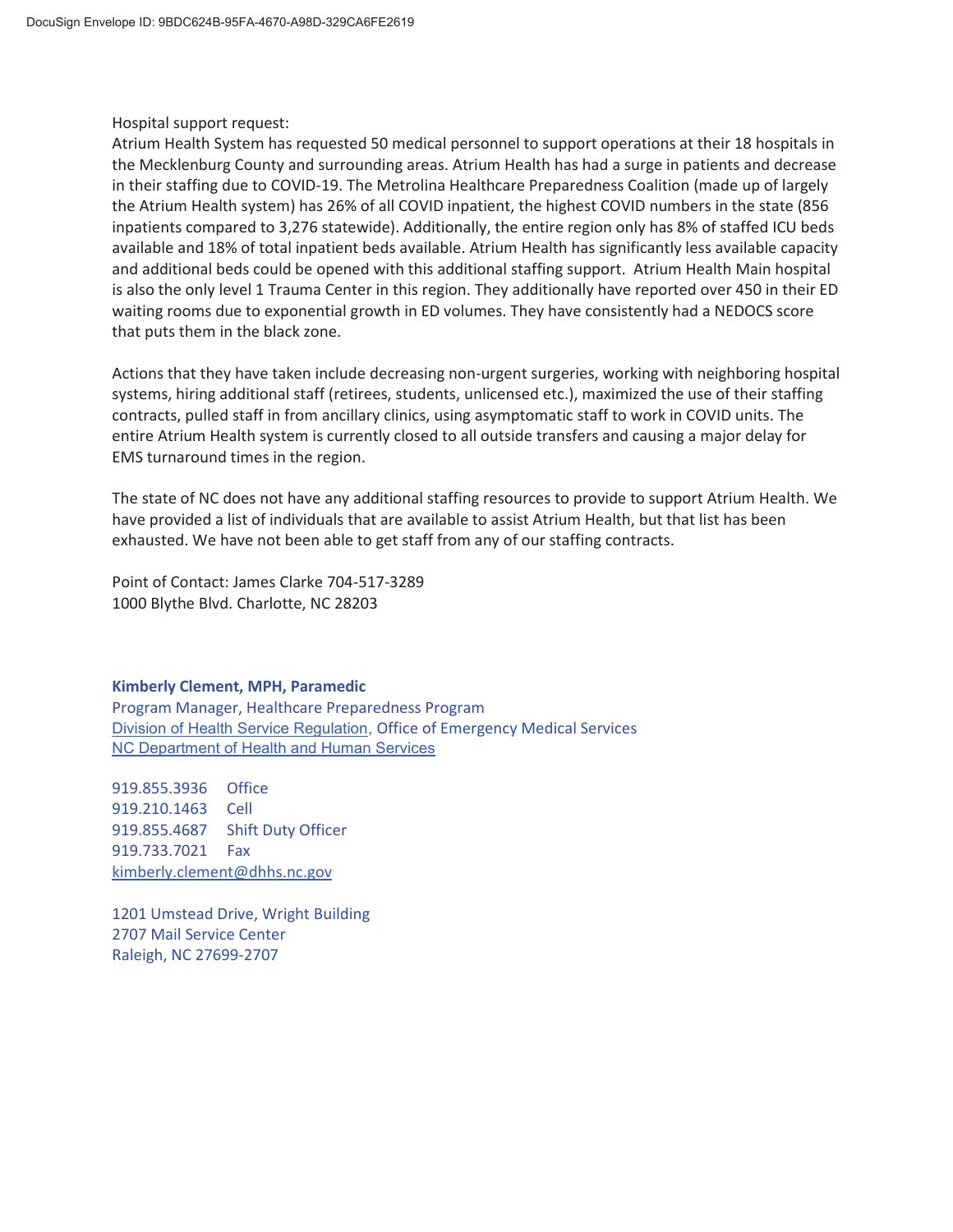Hospital support request:
Atrium Health System has requested 50 medical personnel to support operations at their 18 hospitals in the Mecklenburg County and surrounding areas. Atrium Health has had a surge in patients and decrease in their staffing due to COVID-19. The Metrolina Healthcare Preparedness Coalition (made up of largely the Atrium Health system) has 26% of all COVID inpatient, the highest COVID numbers in the state (856 inpatients compared to 3,276 statewide). Additionally, the entire region only has 8% of staffed ICU beds available and 18% of total inpatient beds available. Atrium Health has significantly less available capacity and additional beds could be opened with this additional staffing support. Atrium Health Main hospital is also the only level 1 Trauma Center in this region. They additionally have reported over 450 in their ED waiting rooms due to exponential growth in ED volumes. They have consistently had a NEDOCS score that puts them in the black zone.

Actions that they have taken include decreasing non-urgent surgeries, working with neighboring hospital systems, hiring additional staff (retirees, students, unlicensed etc.), maximized the use of their staffing contracts, pulled staff in from ancillary clinics, using asymptomatic staff to work in COVID units. The entire Atrium Health system is currently closed to all outside transfers and causing a major delay for EMS turnaround times in the region.

The state of NC does not have any additional staffing resources to provide to support Atrium Health. We have provided a list of individuals that are available to assist Atrium Health, but that list has been exhausted. We have not been able to get staff from any of our staffing contracts.

Point of Contact: James Clarke 704-517-3289
1000 Blythe Blvd. Charlotte, NC 28203

**Kimberly Clement, MPH, Paramedic**
Program Manager, Healthcare Preparedness Program
Division of Health Service Regulation, Office of Emergency Medical Services
NC Department of Health and Human Services

919.855.3936 Office
919.210.1463 Cell
919.855.4687 Shift Duty Officer
919.733.7021 Fax
kimberly.clement@dhhs.nc.gov

1201 Umstead Drive, Wright Building
2707 Mail Service Center
Raleigh, NC 27699-2707